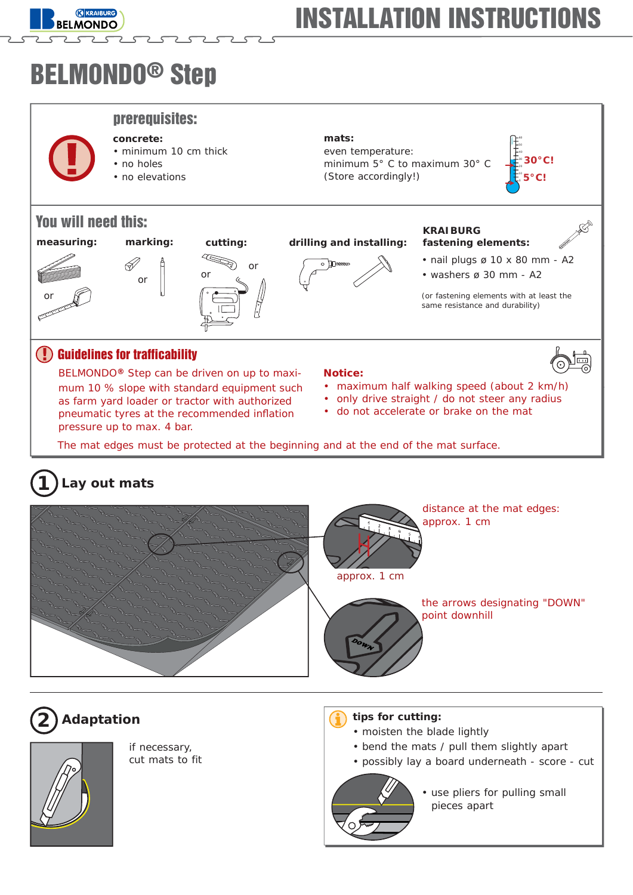# INSTALLATION INSTRUCTIONS

# BELMONDO® Step

## prerequisites:

**concrete:**
- minimum 10 cm thick
- no holes
- no elevations

**mats:**
even temperature:
minimum 5° C to maximum 30° C
(Store accordingly!)

30°C!
5°C!

## You will need this:

**measuring:** or

**marking:** or

**cutting:** or or

**drilling and installing:**

**KRAIBURG fastening elements:**
- nail plugs ø 10 x 80 mm - A2
- washers ø 30 mm - A2

(or fastening elements with at least the same resistance and durability)

## Guidelines for trafficability

BELMONDO® Step can be driven on up to maximum 10 % slope with standard equipment such as farm yard loader or tractor with authorized pneumatic tyres at the recommended inflation pressure up to max. 4 bar.

**Notice:**
- maximum half walking speed (about 2 km/h)
- only drive straight / do not steer any radius
- do not accelerate or brake on the mat

The mat edges must be protected at the beginning and at the end of the mat surface.

## 1 Lay out mats

distance at the mat edges: approx. 1 cm

approx. 1 cm

the arrows designating "DOWN" point downhill

## 2 Adaptation

if necessary, cut mats to fit

**tips for cutting:**
- moisten the blade lightly
- bend the mats / pull them slightly apart
- possibly lay a board underneath - score - cut
- use pliers for pulling small pieces apart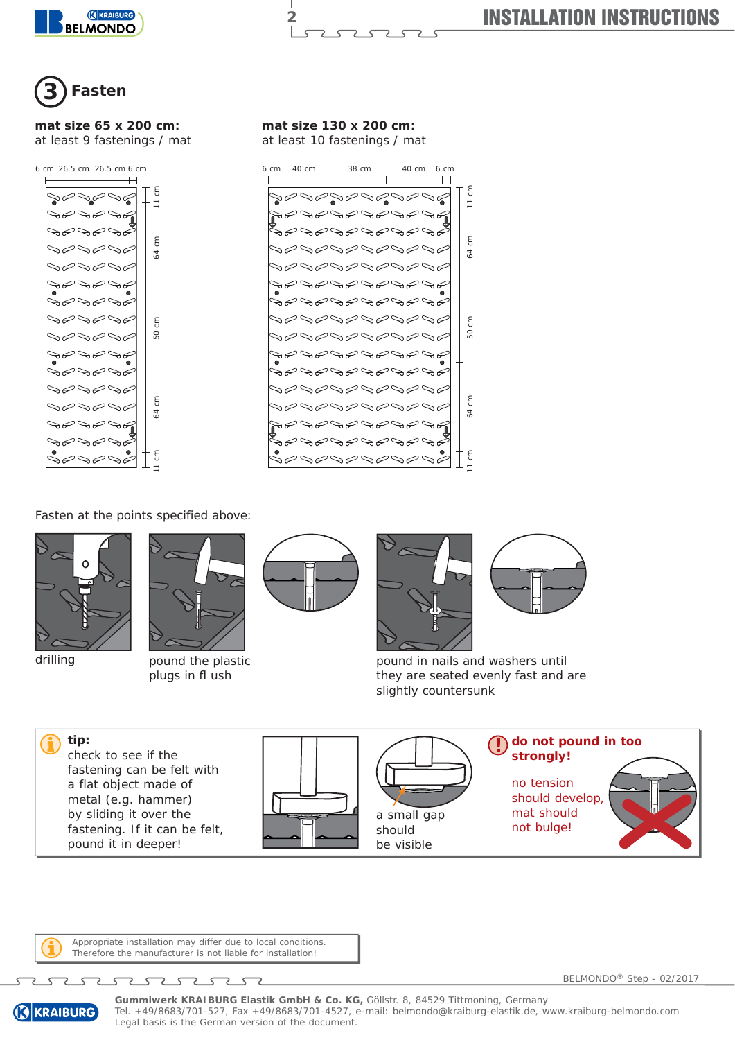## 3 Fasten

**mat size 65 x 200 cm:**
at least 9 fastenings / mat

6 cm 26.5 cm 26.5 cm 6 cm

11 cm
64 cm
50 cm
64 cm
11 cm

**mat size 130 x 200 cm:**
at least 10 fastenings / mat

6 cm 40 cm 38 cm 40 cm 6 cm

11 cm
64 cm
50 cm
64 cm
11 cm

Fasten at the points specified above:

drilling

pound the plastic plugs in fl ush

pound in nails and washers until they are seated evenly fast and are slightly countersunk

**tip:**
check to see if the fastening can be felt with a flat object made of metal (e.g. hammer) by sliding it over the fastening. If it can be felt, pound it in deeper!

a small gap should be visible

**do not pound in too strongly!**

no tension should develop, mat should not bulge!

Appropriate installation may differ due to local conditions.
Therefore the manufacturer is not liable for installation!

BELMONDO® Step - 02/2017

**Gummiwerk KRAIBURG Elastik GmbH & Co. KG,** Göllstr. 8, 84529 Tittmoning, Germany
Tel. +49/8683/701-527, Fax +49/8683/701-4527, e-mail: belmondo@kraiburg-elastik.de, www.kraiburg-belmondo.com
Legal basis is the German version of the document.